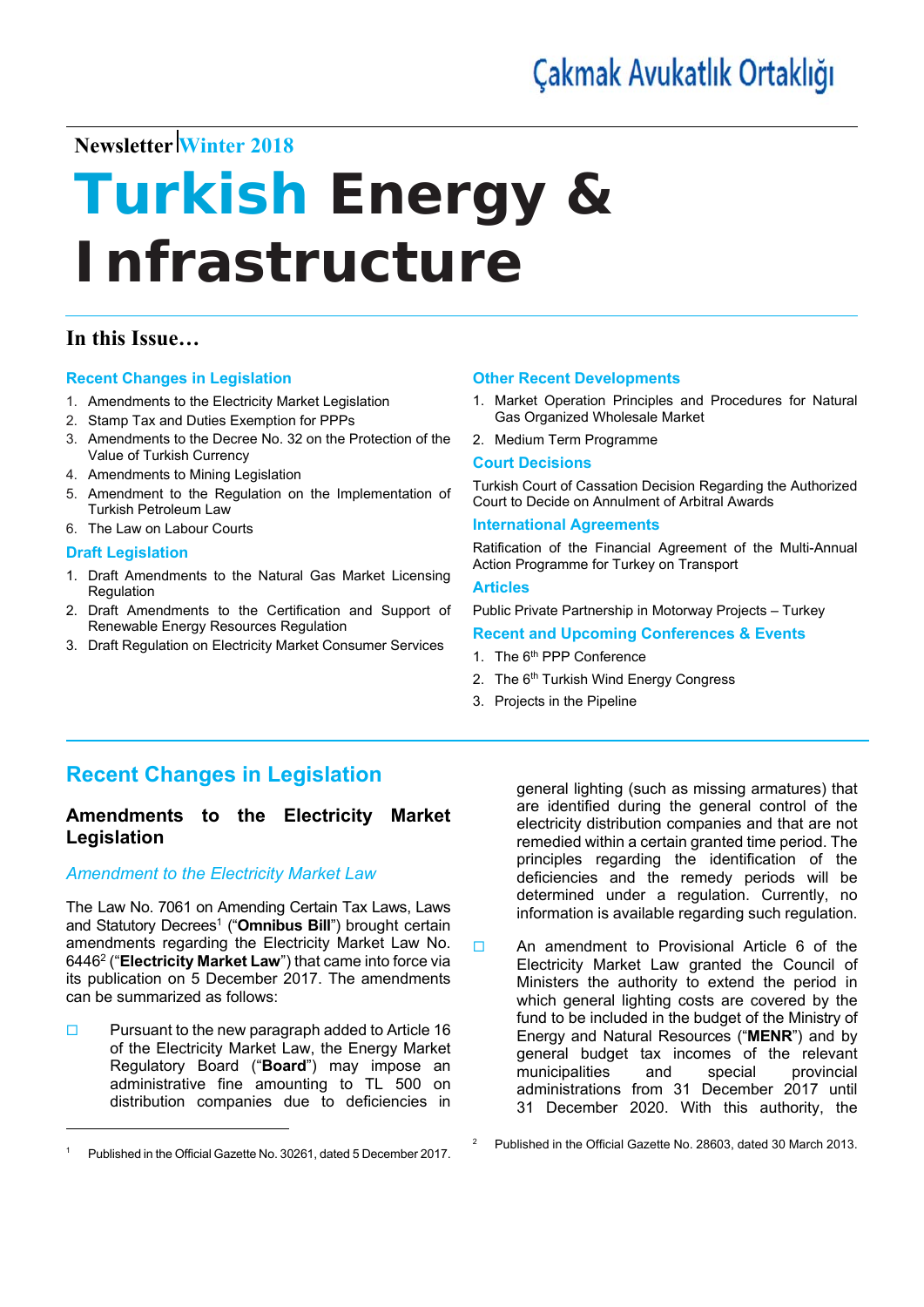Çakmak Avukatlık Ortaklığı

**Newsletter** | Winter 2018

# Turkish Energy & Infrastructure

## In this Issue…

**Recent Changes in Legislation**

1. Amendments to the Electricity Market Legislation
2. Stamp Tax and Duties Exemption for PPPs
3. Amendments to the Decree No. 32 on the Protection of the Value of Turkish Currency
4. Amendments to Mining Legislation
5. Amendment to the Regulation on the Implementation of Turkish Petroleum Law
6. The Law on Labour Courts

**Draft Legislation**

1. Draft Amendments to the Natural Gas Market Licensing Regulation
2. Draft Amendments to the Certification and Support of Renewable Energy Resources Regulation
3. Draft Regulation on Electricity Market Consumer Services

**Other Recent Developments**

1. Market Operation Principles and Procedures for Natural Gas Organized Wholesale Market
2. Medium Term Programme

**Court Decisions**

Turkish Court of Cassation Decision Regarding the Authorized Court to Decide on Annulment of Arbitral Awards

**International Agreements**

Ratification of the Financial Agreement of the Multi-Annual Action Programme for Turkey on Transport

**Articles**

Public Private Partnership in Motorway Projects – Turkey

**Recent and Upcoming Conferences & Events**

1. The 6th PPP Conference
2. The 6th Turkish Wind Energy Congress
3. Projects in the Pipeline

## Recent Changes in Legislation

### Amendments to the Electricity Market Legislation

*Amendment to the Electricity Market Law*

The Law No. 7061 on Amending Certain Tax Laws, Laws and Statutory Decrees[1] ("**Omnibus Bill**") brought certain amendments regarding the Electricity Market Law No. 6446[2] ("**Electricity Market Law**") that came into force via its publication on 5 December 2017. The amendments can be summarized as follows:

- Pursuant to the new paragraph added to Article 16 of the Electricity Market Law, the Energy Market Regulatory Board ("**Board**") may impose an administrative fine amounting to TL 500 on distribution companies due to deficiencies in general lighting (such as missing armatures) that are identified during the general control of the electricity distribution companies and that are not remedied within a certain granted time period. The principles regarding the identification of the deficiencies and the remedy periods will be determined under a regulation. Currently, no information is available regarding such regulation.
- An amendment to Provisional Article 6 of the Electricity Market Law granted the Council of Ministers the authority to extend the period in which general lighting costs are covered by the fund to be included in the budget of the Ministry of Energy and Natural Resources ("**MENR**") and by general budget tax incomes of the relevant municipalities and special provincial administrations from 31 December 2017 until 31 December 2020. With this authority, the

---

[1] Published in the Official Gazette No. 30261, dated 5 December 2017.

[2] Published in the Official Gazette No. 28603, dated 30 March 2013.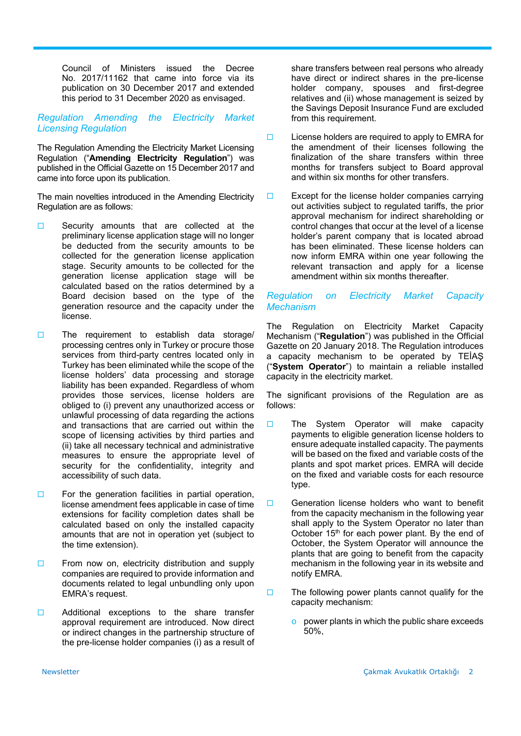Council of Ministers issued the Decree No. 2017/11162 that came into force via its publication on 30 December 2017 and extended this period to 31 December 2020 as envisaged.

## *Regulation Amending the Electricity Market Licensing Regulation*

The Regulation Amending the Electricity Market Licensing Regulation ("**Amending Electricity Regulation**") was published in the Official Gazette on 15 December 2017 and came into force upon its publication.

The main novelties introduced in the Amending Electricity Regulation are as follows:

- Security amounts that are collected at the preliminary license application stage will no longer be deducted from the security amounts to be collected for the generation license application stage. Security amounts to be collected for the generation license application stage will be calculated based on the ratios determined by a Board decision based on the type of the generation resource and the capacity under the license.
- The requirement to establish data storage/ processing centres only in Turkey or procure those services from third-party centres located only in Turkey has been eliminated while the scope of the license holders' data processing and storage liability has been expanded. Regardless of whom provides those services, license holders are obliged to (i) prevent any unauthorized access or unlawful processing of data regarding the actions and transactions that are carried out within the scope of licensing activities by third parties and (ii) take all necessary technical and administrative measures to ensure the appropriate level of security for the confidentiality, integrity and accessibility of such data.
- For the generation facilities in partial operation, license amendment fees applicable in case of time extensions for facility completion dates shall be calculated based on only the installed capacity amounts that are not in operation yet (subject to the time extension).
- From now on, electricity distribution and supply companies are required to provide information and documents related to legal unbundling only upon EMRA's request.
- Additional exceptions to the share transfer approval requirement are introduced. Now direct or indirect changes in the partnership structure of the pre-license holder companies (i) as a result of share transfers between real persons who already have direct or indirect shares in the pre-license holder company, spouses and first-degree relatives and (ii) whose management is seized by the Savings Deposit Insurance Fund are excluded from this requirement.
- License holders are required to apply to EMRA for the amendment of their licenses following the finalization of the share transfers within three months for transfers subject to Board approval and within six months for other transfers.
- Except for the license holder companies carrying out activities subject to regulated tariffs, the prior approval mechanism for indirect shareholding or control changes that occur at the level of a license holder's parent company that is located abroad has been eliminated. These license holders can now inform EMRA within one year following the relevant transaction and apply for a license amendment within six months thereafter.

## *Regulation on Electricity Market Capacity Mechanism*

The Regulation on Electricity Market Capacity Mechanism ("**Regulation**") was published in the Official Gazette on 20 January 2018. The Regulation introduces a capacity mechanism to be operated by TEİAŞ ("**System Operator**") to maintain a reliable installed capacity in the electricity market.

The significant provisions of the Regulation are as follows:

- The System Operator will make capacity payments to eligible generation license holders to ensure adequate installed capacity. The payments will be based on the fixed and variable costs of the plants and spot market prices. EMRA will decide on the fixed and variable costs for each resource type.
- Generation license holders who want to benefit from the capacity mechanism in the following year shall apply to the System Operator no later than October 15th for each power plant. By the end of October, the System Operator will announce the plants that are going to benefit from the capacity mechanism in the following year in its website and notify EMRA.
- The following power plants cannot qualify for the capacity mechanism:
  - power plants in which the public share exceeds 50%,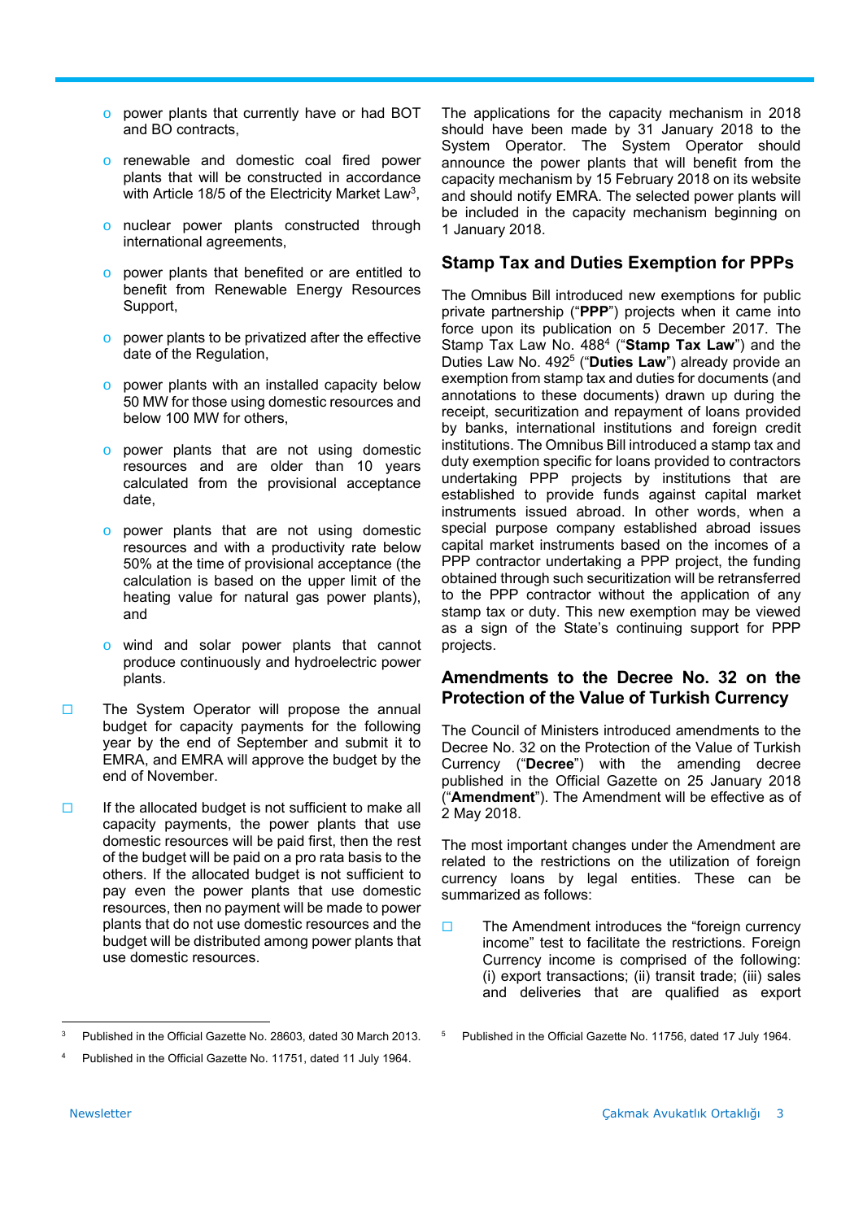- power plants that currently have or had BOT and BO contracts,
- renewable and domestic coal fired power plants that will be constructed in accordance with Article 18/5 of the Electricity Market Law[3],
- nuclear power plants constructed through international agreements,
- power plants that benefited or are entitled to benefit from Renewable Energy Resources Support,
- power plants to be privatized after the effective date of the Regulation,
- power plants with an installed capacity below 50 MW for those using domestic resources and below 100 MW for others,
- power plants that are not using domestic resources and are older than 10 years calculated from the provisional acceptance date,
- power plants that are not using domestic resources and with a productivity rate below 50% at the time of provisional acceptance (the calculation is based on the upper limit of the heating value for natural gas power plants), and
- wind and solar power plants that cannot produce continuously and hydroelectric power plants.

- The System Operator will propose the annual budget for capacity payments for the following year by the end of September and submit it to EMRA, and EMRA will approve the budget by the end of November.

- If the allocated budget is not sufficient to make all capacity payments, the power plants that use domestic resources will be paid first, then the rest of the budget will be paid on a pro rata basis to the others. If the allocated budget is not sufficient to pay even the power plants that use domestic resources, then no payment will be made to power plants that do not use domestic resources and the budget will be distributed among power plants that use domestic resources.

The applications for the capacity mechanism in 2018 should have been made by 31 January 2018 to the System Operator. The System Operator should announce the power plants that will benefit from the capacity mechanism by 15 February 2018 on its website and should notify EMRA. The selected power plants will be included in the capacity mechanism beginning on 1 January 2018.

## Stamp Tax and Duties Exemption for PPPs

The Omnibus Bill introduced new exemptions for public private partnership ("**PPP**") projects when it came into force upon its publication on 5 December 2017. The Stamp Tax Law No. 488[4] ("**Stamp Tax Law**") and the Duties Law No. 492[5] ("**Duties Law**") already provide an exemption from stamp tax and duties for documents (and annotations to these documents) drawn up during the receipt, securitization and repayment of loans provided by banks, international institutions and foreign credit institutions. The Omnibus Bill introduced a stamp tax and duty exemption specific for loans provided to contractors undertaking PPP projects by institutions that are established to provide funds against capital market instruments issued abroad. In other words, when a special purpose company established abroad issues capital market instruments based on the incomes of a PPP contractor undertaking a PPP project, the funding obtained through such securitization will be retransferred to the PPP contractor without the application of any stamp tax or duty. This new exemption may be viewed as a sign of the State's continuing support for PPP projects.

## Amendments to the Decree No. 32 on the Protection of the Value of Turkish Currency

The Council of Ministers introduced amendments to the Decree No. 32 on the Protection of the Value of Turkish Currency ("**Decree**") with the amending decree published in the Official Gazette on 25 January 2018 ("**Amendment**"). The Amendment will be effective as of 2 May 2018.

The most important changes under the Amendment are related to the restrictions on the utilization of foreign currency loans by legal entities. These can be summarized as follows:

- The Amendment introduces the "foreign currency income" test to facilitate the restrictions. Foreign Currency income is comprised of the following: (i) export transactions; (ii) transit trade; (iii) sales and deliveries that are qualified as export

---

[3] Published in the Official Gazette No. 28603, dated 30 March 2013.

[4] Published in the Official Gazette No. 11751, dated 11 July 1964.

[5] Published in the Official Gazette No. 11756, dated 17 July 1964.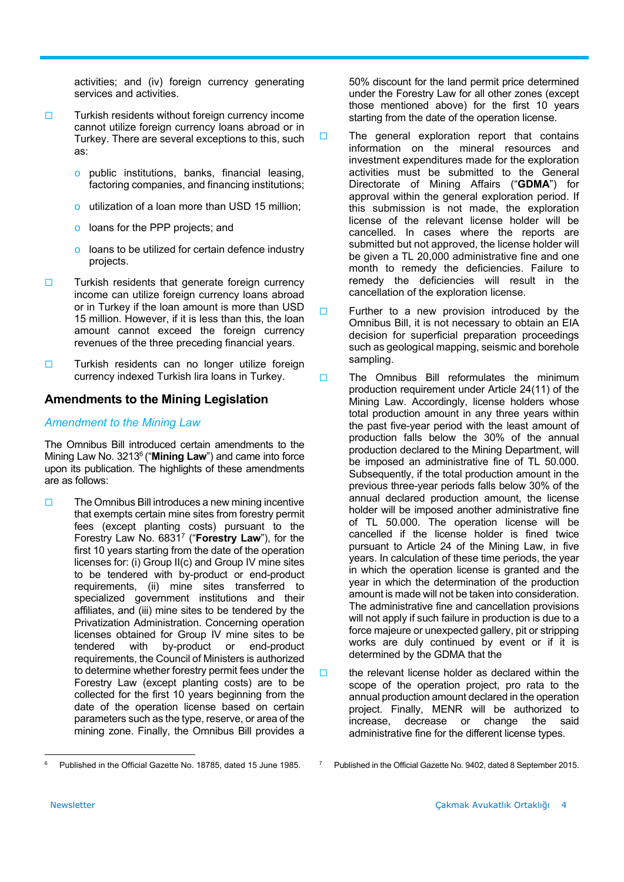activities; and (iv) foreign currency generating services and activities.

- Turkish residents without foreign currency income cannot utilize foreign currency loans abroad or in Turkey. There are several exceptions to this, such as:
  - public institutions, banks, financial leasing, factoring companies, and financing institutions;
  - utilization of a loan more than USD 15 million;
  - loans for the PPP projects; and
  - loans to be utilized for certain defence industry projects.
- Turkish residents that generate foreign currency income can utilize foreign currency loans abroad or in Turkey if the loan amount is more than USD 15 million. However, if it is less than this, the loan amount cannot exceed the foreign currency revenues of the three preceding financial years.
- Turkish residents can no longer utilize foreign currency indexed Turkish lira loans in Turkey.

## Amendments to the Mining Legislation

### *Amendment to the Mining Law*

The Omnibus Bill introduced certain amendments to the Mining Law No. 3213[6] ("**Mining Law**") and came into force upon its publication. The highlights of these amendments are as follows:

- The Omnibus Bill introduces a new mining incentive that exempts certain mine sites from forestry permit fees (except planting costs) pursuant to the Forestry Law No. 6831[7] ("**Forestry Law**"), for the first 10 years starting from the date of the operation licenses for: (i) Group II(c) and Group IV mine sites to be tendered with by-product or end-product requirements, (ii) mine sites transferred to specialized government institutions and their affiliates, and (iii) mine sites to be tendered by the Privatization Administration. Concerning operation licenses obtained for Group IV mine sites to be tendered with by-product or end-product requirements, the Council of Ministers is authorized to determine whether forestry permit fees under the Forestry Law (except planting costs) are to be collected for the first 10 years beginning from the date of the operation license based on certain parameters such as the type, reserve, or area of the mining zone. Finally, the Omnibus Bill provides a 50% discount for the land permit price determined under the Forestry Law for all other zones (except those mentioned above) for the first 10 years starting from the date of the operation license.
- The general exploration report that contains information on the mineral resources and investment expenditures made for the exploration activities must be submitted to the General Directorate of Mining Affairs ("**GDMA**") for approval within the general exploration period. If this submission is not made, the exploration license of the relevant license holder will be cancelled. In cases where the reports are submitted but not approved, the license holder will be given a TL 20,000 administrative fine and one month to remedy the deficiencies. Failure to remedy the deficiencies will result in the cancellation of the exploration license.
- Further to a new provision introduced by the Omnibus Bill, it is not necessary to obtain an EIA decision for superficial preparation proceedings such as geological mapping, seismic and borehole sampling.
- The Omnibus Bill reformulates the minimum production requirement under Article 24(11) of the Mining Law. Accordingly, license holders whose total production amount in any three years within the past five-year period with the least amount of production falls below the 30% of the annual production declared to the Mining Department, will be imposed an administrative fine of TL 50.000. Subsequently, if the total production amount in the previous three-year periods falls below 30% of the annual declared production amount, the license holder will be imposed another administrative fine of TL 50.000. The operation license will be cancelled if the license holder is fined twice pursuant to Article 24 of the Mining Law, in five years. In calculation of these time periods, the year in which the operation license is granted and the year in which the determination of the production amount is made will not be taken into consideration. The administrative fine and cancellation provisions will not apply if such failure in production is due to a force majeure or unexpected gallery, pit or stripping works are duly continued by event or if it is determined by the GDMA that the
- the relevant license holder as declared within the scope of the operation project, pro rata to the annual production amount declared in the operation project. Finally, MENR will be authorized to increase, decrease or change the said administrative fine for the different license types.

---

[6] Published in the Official Gazette No. 18785, dated 15 June 1985.

[7] Published in the Official Gazette No. 9402, dated 8 September 2015.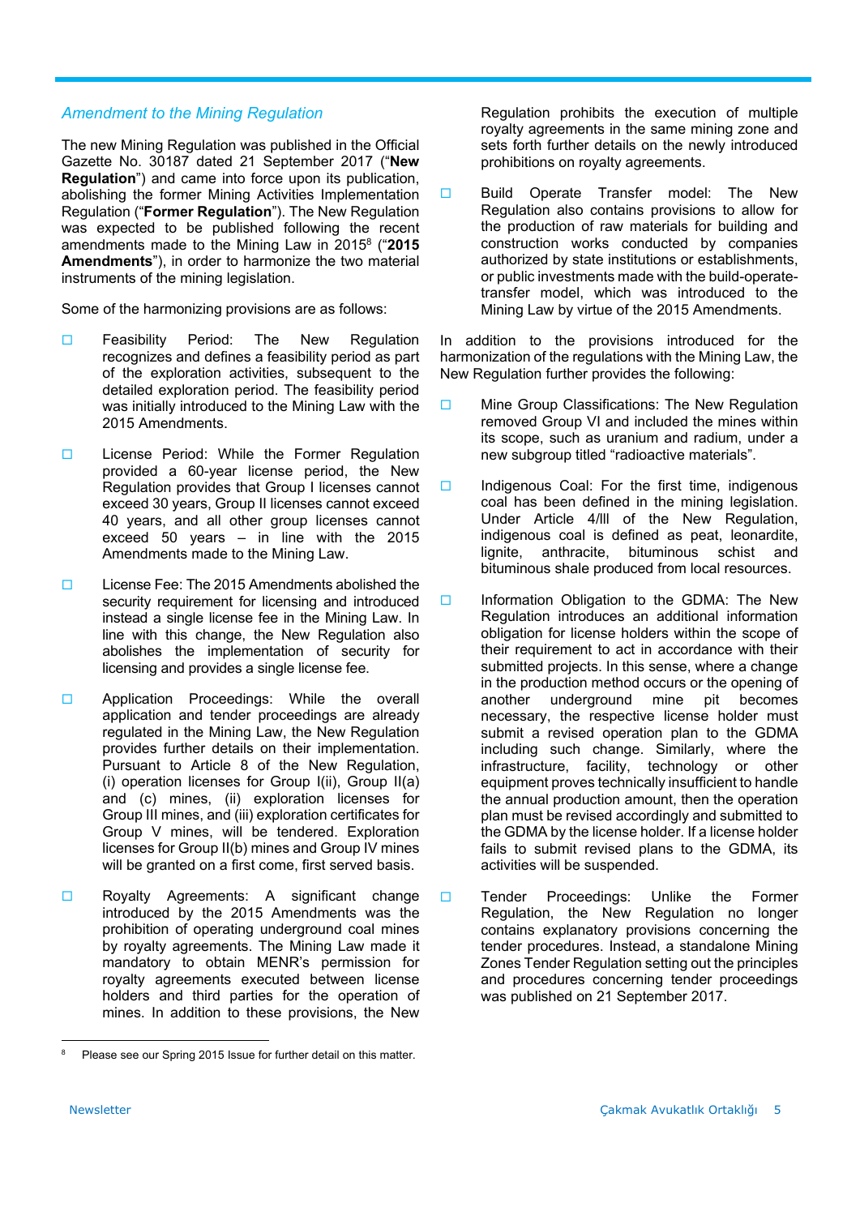### *Amendment to the Mining Regulation*

The new Mining Regulation was published in the Official Gazette No. 30187 dated 21 September 2017 ("**New Regulation**") and came into force upon its publication, abolishing the former Mining Activities Implementation Regulation ("**Former Regulation**"). The New Regulation was expected to be published following the recent amendments made to the Mining Law in 2015[8] ("**2015 Amendments**"), in order to harmonize the two material instruments of the mining legislation.

Some of the harmonizing provisions are as follows:

- Feasibility Period: The New Regulation recognizes and defines a feasibility period as part of the exploration activities, subsequent to the detailed exploration period. The feasibility period was initially introduced to the Mining Law with the 2015 Amendments.

- License Period: While the Former Regulation provided a 60-year license period, the New Regulation provides that Group I licenses cannot exceed 30 years, Group II licenses cannot exceed 40 years, and all other group licenses cannot exceed 50 years – in line with the 2015 Amendments made to the Mining Law.

- License Fee: The 2015 Amendments abolished the security requirement for licensing and introduced instead a single license fee in the Mining Law. In line with this change, the New Regulation also abolishes the implementation of security for licensing and provides a single license fee.

- Application Proceedings: While the overall application and tender proceedings are already regulated in the Mining Law, the New Regulation provides further details on their implementation. Pursuant to Article 8 of the New Regulation, (i) operation licenses for Group I(ii), Group II(a) and (c) mines, (ii) exploration licenses for Group III mines, and (iii) exploration certificates for Group V mines, will be tendered. Exploration licenses for Group II(b) mines and Group IV mines will be granted on a first come, first served basis.

- Royalty Agreements: A significant change introduced by the 2015 Amendments was the prohibition of operating underground coal mines by royalty agreements. The Mining Law made it mandatory to obtain MENR's permission for royalty agreements executed between license holders and third parties for the operation of mines. In addition to these provisions, the New Regulation prohibits the execution of multiple royalty agreements in the same mining zone and sets forth further details on the newly introduced prohibitions on royalty agreements.

- Build Operate Transfer model: The New Regulation also contains provisions to allow for the production of raw materials for building and construction works conducted by companies authorized by state institutions or establishments, or public investments made with the build-operate-transfer model, which was introduced to the Mining Law by virtue of the 2015 Amendments.

In addition to the provisions introduced for the harmonization of the regulations with the Mining Law, the New Regulation further provides the following:

- Mine Group Classifications: The New Regulation removed Group VI and included the mines within its scope, such as uranium and radium, under a new subgroup titled "radioactive materials".

- Indigenous Coal: For the first time, indigenous coal has been defined in the mining legislation. Under Article 4/lll of the New Regulation, indigenous coal is defined as peat, leonardite, lignite, anthracite, bituminous schist and bituminous shale produced from local resources.

- Information Obligation to the GDMA: The New Regulation introduces an additional information obligation for license holders within the scope of their requirement to act in accordance with their submitted projects. In this sense, where a change in the production method occurs or the opening of another underground mine pit becomes necessary, the respective license holder must submit a revised operation plan to the GDMA including such change. Similarly, where the infrastructure, facility, technology or other equipment proves technically insufficient to handle the annual production amount, then the operation plan must be revised accordingly and submitted to the GDMA by the license holder. If a license holder fails to submit revised plans to the GDMA, its activities will be suspended.

- Tender Proceedings: Unlike the Former Regulation, the New Regulation no longer contains explanatory provisions concerning the tender procedures. Instead, a standalone Mining Zones Tender Regulation setting out the principles and procedures concerning tender proceedings was published on 21 September 2017.

---

[8] Please see our Spring 2015 Issue for further detail on this matter.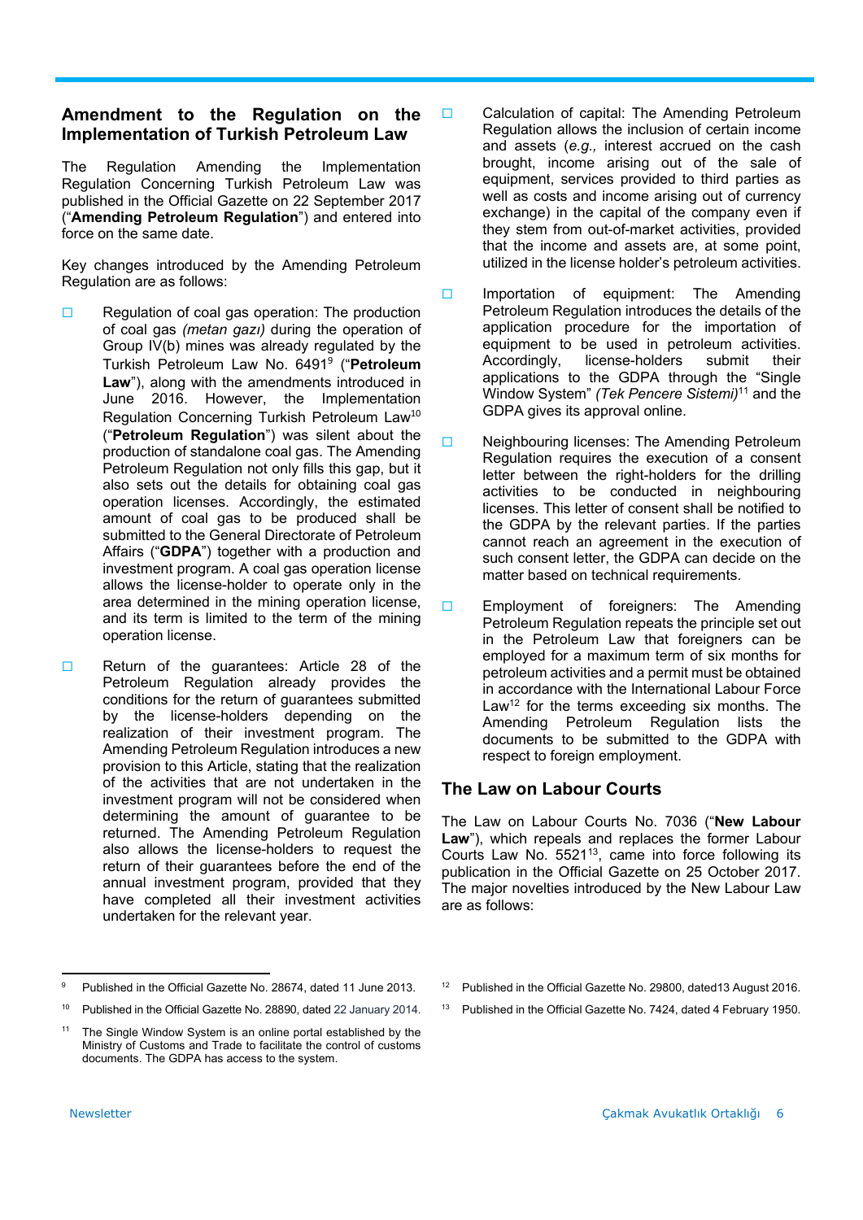## Amendment to the Regulation on the Implementation of Turkish Petroleum Law

The Regulation Amending the Implementation Regulation Concerning Turkish Petroleum Law was published in the Official Gazette on 22 September 2017 ("**Amending Petroleum Regulation**") and entered into force on the same date.

Key changes introduced by the Amending Petroleum Regulation are as follows:

- Regulation of coal gas operation: The production of coal gas *(metan gazı)* during the operation of Group IV(b) mines was already regulated by the Turkish Petroleum Law No. 6491[9] ("**Petroleum Law**"), along with the amendments introduced in June 2016. However, the Implementation Regulation Concerning Turkish Petroleum Law[10] ("**Petroleum Regulation**") was silent about the production of standalone coal gas. The Amending Petroleum Regulation not only fills this gap, but it also sets out the details for obtaining coal gas operation licenses. Accordingly, the estimated amount of coal gas to be produced shall be submitted to the General Directorate of Petroleum Affairs ("**GDPA**") together with a production and investment program. A coal gas operation license allows the license-holder to operate only in the area determined in the mining operation license, and its term is limited to the term of the mining operation license.

- Return of the guarantees: Article 28 of the Petroleum Regulation already provides the conditions for the return of guarantees submitted by the license-holders depending on the realization of their investment program. The Amending Petroleum Regulation introduces a new provision to this Article, stating that the realization of the activities that are not undertaken in the investment program will not be considered when determining the amount of guarantee to be returned. The Amending Petroleum Regulation also allows the license-holders to request the return of their guarantees before the end of the annual investment program, provided that they have completed all their investment activities undertaken for the relevant year.

- Calculation of capital: The Amending Petroleum Regulation allows the inclusion of certain income and assets (*e.g.,* interest accrued on the cash brought, income arising out of the sale of equipment, services provided to third parties as well as costs and income arising out of currency exchange) in the capital of the company even if they stem from out-of-market activities, provided that the income and assets are, at some point, utilized in the license holder's petroleum activities.

- Importation of equipment: The Amending Petroleum Regulation introduces the details of the application procedure for the importation of equipment to be used in petroleum activities. Accordingly, license-holders submit their applications to the GDPA through the "Single Window System" *(Tek Pencere Sistemi)*[11] and the GDPA gives its approval online.

- Neighbouring licenses: The Amending Petroleum Regulation requires the execution of a consent letter between the right-holders for the drilling activities to be conducted in neighbouring licenses. This letter of consent shall be notified to the GDPA by the relevant parties. If the parties cannot reach an agreement in the execution of such consent letter, the GDPA can decide on the matter based on technical requirements.

- Employment of foreigners: The Amending Petroleum Regulation repeats the principle set out in the Petroleum Law that foreigners can be employed for a maximum term of six months for petroleum activities and a permit must be obtained in accordance with the International Labour Force Law[12] for the terms exceeding six months. The Amending Petroleum Regulation lists the documents to be submitted to the GDPA with respect to foreign employment.

## The Law on Labour Courts

The Law on Labour Courts No. 7036 ("**New Labour Law**"), which repeals and replaces the former Labour Courts Law No. 5521[13], came into force following its publication in the Official Gazette on 25 October 2017. The major novelties introduced by the New Labour Law are as follows:

---

[9] Published in the Official Gazette No. 28674, dated 11 June 2013.

[10] Published in the Official Gazette No. 28890, dated 22 January 2014.

[11] The Single Window System is an online portal established by the Ministry of Customs and Trade to facilitate the control of customs documents. The GDPA has access to the system.

[12] Published in the Official Gazette No. 29800, dated13 August 2016.

[13] Published in the Official Gazette No. 7424, dated 4 February 1950.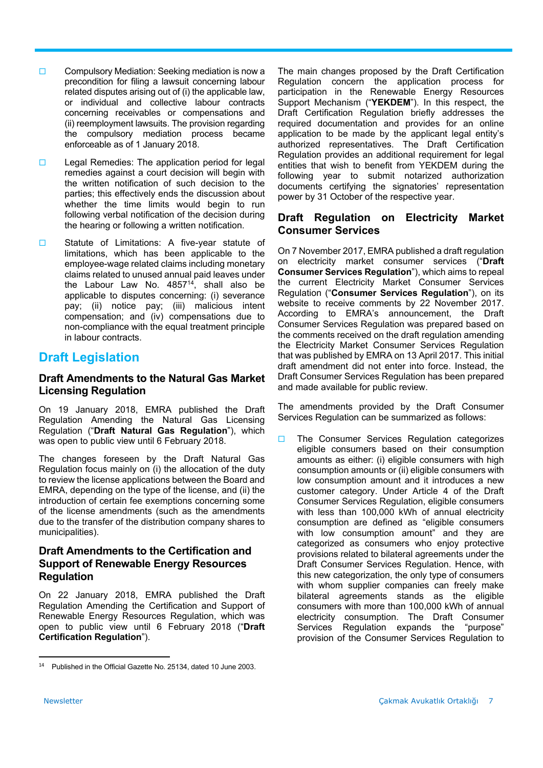- Compulsory Mediation: Seeking mediation is now a precondition for filing a lawsuit concerning labour related disputes arising out of (i) the applicable law, or individual and collective labour contracts concerning receivables or compensations and (ii) reemployment lawsuits. The provision regarding the compulsory mediation process became enforceable as of 1 January 2018.

- Legal Remedies: The application period for legal remedies against a court decision will begin with the written notification of such decision to the parties; this effectively ends the discussion about whether the time limits would begin to run following verbal notification of the decision during the hearing or following a written notification.

- Statute of Limitations: A five-year statute of limitations, which has been applicable to the employee-wage related claims including monetary claims related to unused annual paid leaves under the Labour Law No. 4857[14], shall also be applicable to disputes concerning: (i) severance pay; (ii) notice pay; (iii) malicious intent compensation; and (iv) compensations due to non-compliance with the equal treatment principle in labour contracts.

## Draft Legislation

### Draft Amendments to the Natural Gas Market Licensing Regulation

On 19 January 2018, EMRA published the Draft Regulation Amending the Natural Gas Licensing Regulation ("**Draft Natural Gas Regulation**"), which was open to public view until 6 February 2018.

The changes foreseen by the Draft Natural Gas Regulation focus mainly on (i) the allocation of the duty to review the license applications between the Board and EMRA, depending on the type of the license, and (ii) the introduction of certain fee exemptions concerning some of the license amendments (such as the amendments due to the transfer of the distribution company shares to municipalities).

### Draft Amendments to the Certification and Support of Renewable Energy Resources Regulation

On 22 January 2018, EMRA published the Draft Regulation Amending the Certification and Support of Renewable Energy Resources Regulation, which was open to public view until 6 February 2018 ("**Draft Certification Regulation**").

The main changes proposed by the Draft Certification Regulation concern the application process for participation in the Renewable Energy Resources Support Mechanism ("**YEKDEM**"). In this respect, the Draft Certification Regulation briefly addresses the required documentation and provides for an online application to be made by the applicant legal entity's authorized representatives. The Draft Certification Regulation provides an additional requirement for legal entities that wish to benefit from YEKDEM during the following year to submit notarized authorization documents certifying the signatories' representation power by 31 October of the respective year.

### Draft Regulation on Electricity Market Consumer Services

On 7 November 2017, EMRA published a draft regulation on electricity market consumer services ("**Draft Consumer Services Regulation**"), which aims to repeal the current Electricity Market Consumer Services Regulation ("**Consumer Services Regulation**"), on its website to receive comments by 22 November 2017. According to EMRA's announcement, the Draft Consumer Services Regulation was prepared based on the comments received on the draft regulation amending the Electricity Market Consumer Services Regulation that was published by EMRA on 13 April 2017. This initial draft amendment did not enter into force. Instead, the Draft Consumer Services Regulation has been prepared and made available for public review.

The amendments provided by the Draft Consumer Services Regulation can be summarized as follows:

- The Consumer Services Regulation categorizes eligible consumers based on their consumption amounts as either: (i) eligible consumers with high consumption amounts or (ii) eligible consumers with low consumption amount and it introduces a new customer category. Under Article 4 of the Draft Consumer Services Regulation, eligible consumers with less than 100,000 kWh of annual electricity consumption are defined as "eligible consumers with low consumption amount" and they are categorized as consumers who enjoy protective provisions related to bilateral agreements under the Draft Consumer Services Regulation. Hence, with this new categorization, the only type of consumers with whom supplier companies can freely make bilateral agreements stands as the eligible consumers with more than 100,000 kWh of annual electricity consumption. The Draft Consumer Services Regulation expands the "purpose" provision of the Consumer Services Regulation to

---

[14] Published in the Official Gazette No. 25134, dated 10 June 2003.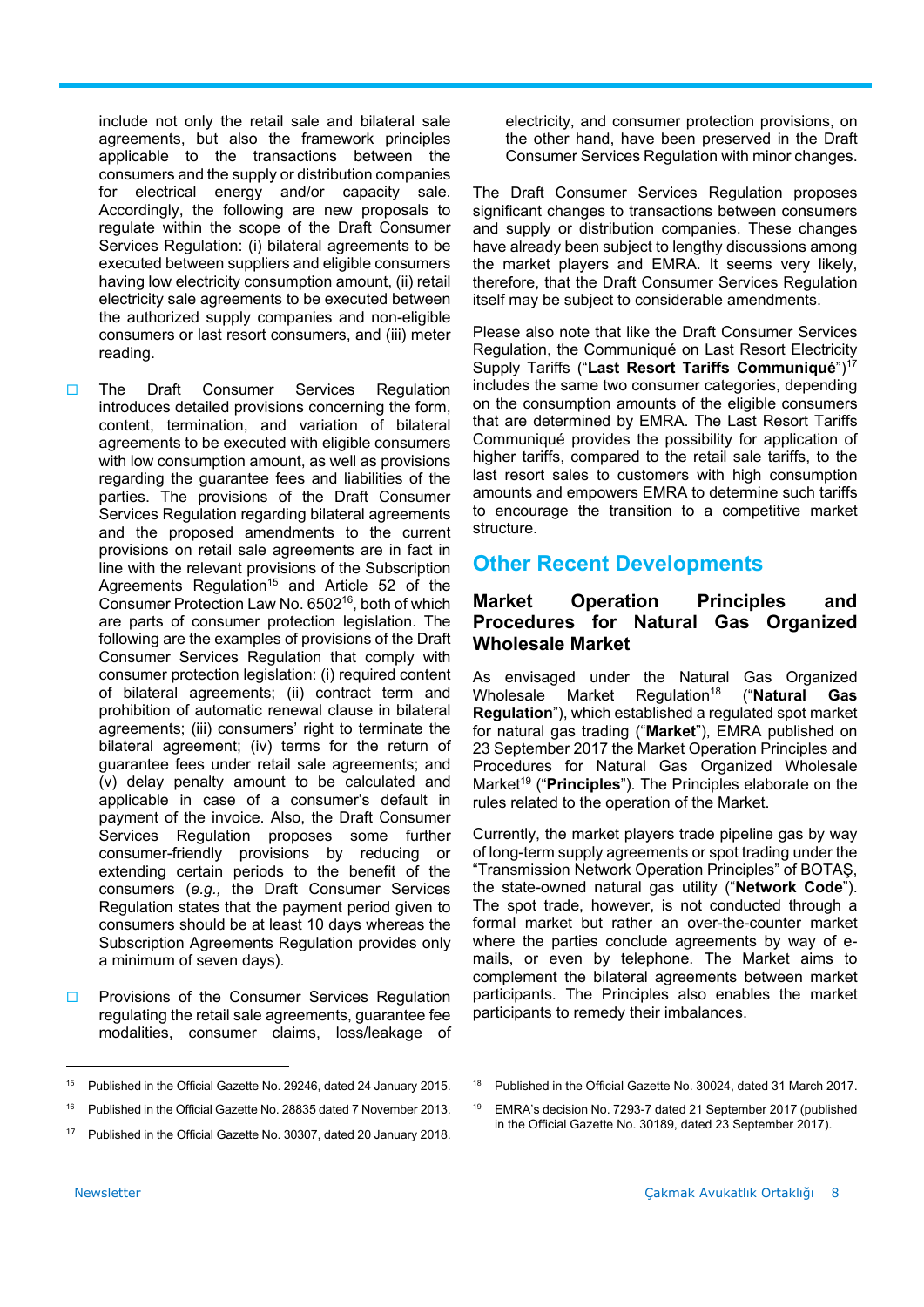include not only the retail sale and bilateral sale agreements, but also the framework principles applicable to the transactions between the consumers and the supply or distribution companies for electrical energy and/or capacity sale. Accordingly, the following are new proposals to regulate within the scope of the Draft Consumer Services Regulation: (i) bilateral agreements to be executed between suppliers and eligible consumers having low electricity consumption amount, (ii) retail electricity sale agreements to be executed between the authorized supply companies and non-eligible consumers or last resort consumers, and (iii) meter reading.

- The Draft Consumer Services Regulation introduces detailed provisions concerning the form, content, termination, and variation of bilateral agreements to be executed with eligible consumers with low consumption amount, as well as provisions regarding the guarantee fees and liabilities of the parties. The provisions of the Draft Consumer Services Regulation regarding bilateral agreements and the proposed amendments to the current provisions on retail sale agreements are in fact in line with the relevant provisions of the Subscription Agreements Regulation[15] and Article 52 of the Consumer Protection Law No. 6502[16], both of which are parts of consumer protection legislation. The following are the examples of provisions of the Draft Consumer Services Regulation that comply with consumer protection legislation: (i) required content of bilateral agreements; (ii) contract term and prohibition of automatic renewal clause in bilateral agreements; (iii) consumers' right to terminate the bilateral agreement; (iv) terms for the return of guarantee fees under retail sale agreements; and (v) delay penalty amount to be calculated and applicable in case of a consumer's default in payment of the invoice. Also, the Draft Consumer Services Regulation proposes some further consumer-friendly provisions by reducing or extending certain periods to the benefit of the consumers (*e.g.,* the Draft Consumer Services Regulation states that the payment period given to consumers should be at least 10 days whereas the Subscription Agreements Regulation provides only a minimum of seven days).

- Provisions of the Consumer Services Regulation regulating the retail sale agreements, guarantee fee modalities, consumer claims, loss/leakage of electricity, and consumer protection provisions, on the other hand, have been preserved in the Draft Consumer Services Regulation with minor changes.

The Draft Consumer Services Regulation proposes significant changes to transactions between consumers and supply or distribution companies. These changes have already been subject to lengthy discussions among the market players and EMRA. It seems very likely, therefore, that the Draft Consumer Services Regulation itself may be subject to considerable amendments.

Please also note that like the Draft Consumer Services Regulation, the Communiqué on Last Resort Electricity Supply Tariffs ("**Last Resort Tariffs Communiqué**")[17] includes the same two consumer categories, depending on the consumption amounts of the eligible consumers that are determined by EMRA. The Last Resort Tariffs Communiqué provides the possibility for application of higher tariffs, compared to the retail sale tariffs, to the last resort sales to customers with high consumption amounts and empowers EMRA to determine such tariffs to encourage the transition to a competitive market structure.

## Other Recent Developments

### Market Operation Principles and Procedures for Natural Gas Organized Wholesale Market

As envisaged under the Natural Gas Organized Wholesale Market Regulation[18] ("**Natural Gas Regulation**"), which established a regulated spot market for natural gas trading ("**Market**"), EMRA published on 23 September 2017 the Market Operation Principles and Procedures for Natural Gas Organized Wholesale Market[19] ("**Principles**"). The Principles elaborate on the rules related to the operation of the Market.

Currently, the market players trade pipeline gas by way of long-term supply agreements or spot trading under the "Transmission Network Operation Principles" of BOTAŞ, the state-owned natural gas utility ("**Network Code**"). The spot trade, however, is not conducted through a formal market but rather an over-the-counter market where the parties conclude agreements by way of e-mails, or even by telephone. The Market aims to complement the bilateral agreements between market participants. The Principles also enables the market participants to remedy their imbalances.

---

[15] Published in the Official Gazette No. 29246, dated 24 January 2015.

[16] Published in the Official Gazette No. 28835 dated 7 November 2013.

[17] Published in the Official Gazette No. 30307, dated 20 January 2018.

[18] Published in the Official Gazette No. 30024, dated 31 March 2017.

[19] EMRA's decision No. 7293-7 dated 21 September 2017 (published in the Official Gazette No. 30189, dated 23 September 2017).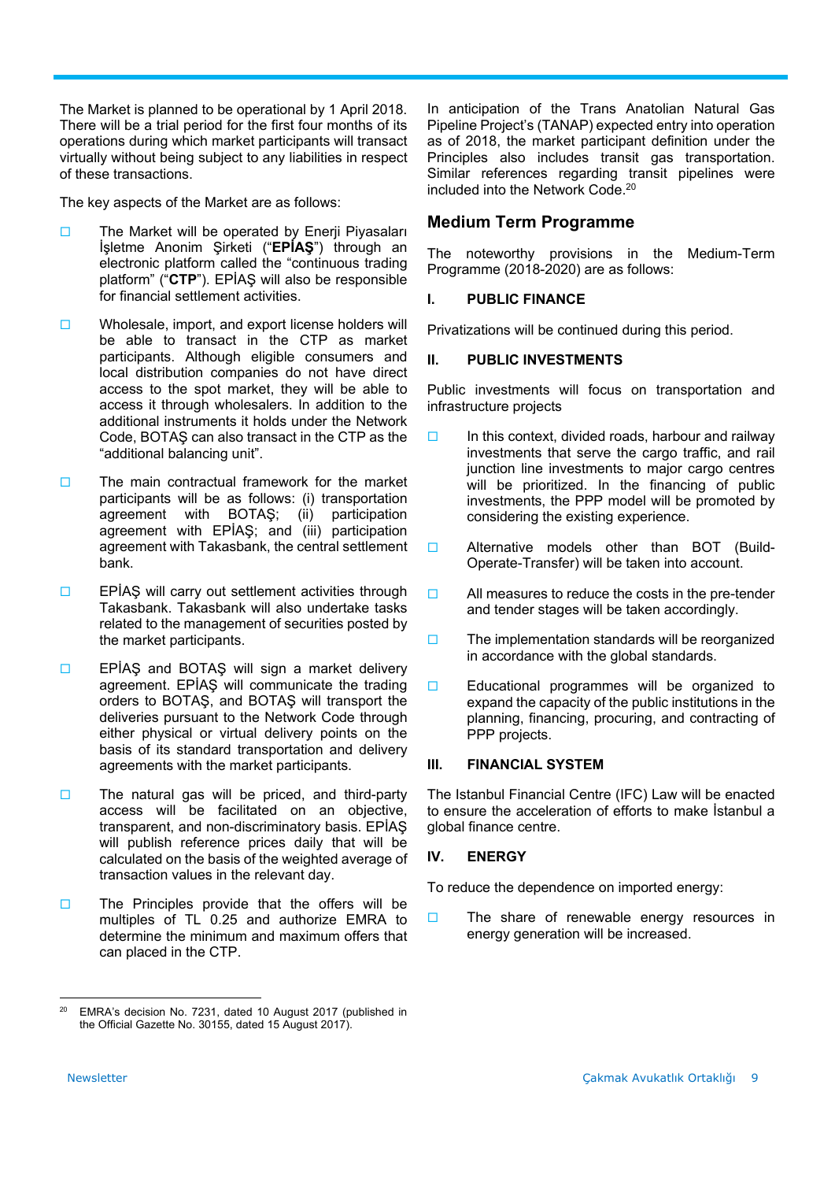The Market is planned to be operational by 1 April 2018. There will be a trial period for the first four months of its operations during which market participants will transact virtually without being subject to any liabilities in respect of these transactions.

The key aspects of the Market are as follows:

- The Market will be operated by Enerji Piyasaları İşletme Anonim Şirketi ("**EPİAŞ**") through an electronic platform called the "continuous trading platform" ("**CTP**"). EPİAŞ will also be responsible for financial settlement activities.
- Wholesale, import, and export license holders will be able to transact in the CTP as market participants. Although eligible consumers and local distribution companies do not have direct access to the spot market, they will be able to access it through wholesalers. In addition to the additional instruments it holds under the Network Code, BOTAŞ can also transact in the CTP as the "additional balancing unit".
- The main contractual framework for the market participants will be as follows: (i) transportation agreement with BOTAŞ; (ii) participation agreement with EPİAŞ; and (iii) participation agreement with Takasbank, the central settlement bank.
- EPİAŞ will carry out settlement activities through Takasbank. Takasbank will also undertake tasks related to the management of securities posted by the market participants.
- EPİAŞ and BOTAŞ will sign a market delivery agreement. EPİAŞ will communicate the trading orders to BOTAŞ, and BOTAŞ will transport the deliveries pursuant to the Network Code through either physical or virtual delivery points on the basis of its standard transportation and delivery agreements with the market participants.
- The natural gas will be priced, and third-party access will be facilitated on an objective, transparent, and non-discriminatory basis. EPİAŞ will publish reference prices daily that will be calculated on the basis of the weighted average of transaction values in the relevant day.
- The Principles provide that the offers will be multiples of TL 0.25 and authorize EMRA to determine the minimum and maximum offers that can placed in the CTP.

In anticipation of the Trans Anatolian Natural Gas Pipeline Project's (TANAP) expected entry into operation as of 2018, the market participant definition under the Principles also includes transit gas transportation. Similar references regarding transit pipelines were included into the Network Code.[20]

## Medium Term Programme

The noteworthy provisions in the Medium-Term Programme (2018-2020) are as follows:

### I. PUBLIC FINANCE

Privatizations will be continued during this period.

### II. PUBLIC INVESTMENTS

Public investments will focus on transportation and infrastructure projects

- In this context, divided roads, harbour and railway investments that serve the cargo traffic, and rail junction line investments to major cargo centres will be prioritized. In the financing of public investments, the PPP model will be promoted by considering the existing experience.
- Alternative models other than BOT (Build-Operate-Transfer) will be taken into account.
- All measures to reduce the costs in the pre-tender and tender stages will be taken accordingly.
- The implementation standards will be reorganized in accordance with the global standards.
- Educational programmes will be organized to expand the capacity of the public institutions in the planning, financing, procuring, and contracting of PPP projects.

### III. FINANCIAL SYSTEM

The Istanbul Financial Centre (IFC) Law will be enacted to ensure the acceleration of efforts to make İstanbul a global finance centre.

### IV. ENERGY

To reduce the dependence on imported energy:

- The share of renewable energy resources in energy generation will be increased.

---

[20] EMRA's decision No. 7231, dated 10 August 2017 (published in the Official Gazette No. 30155, dated 15 August 2017).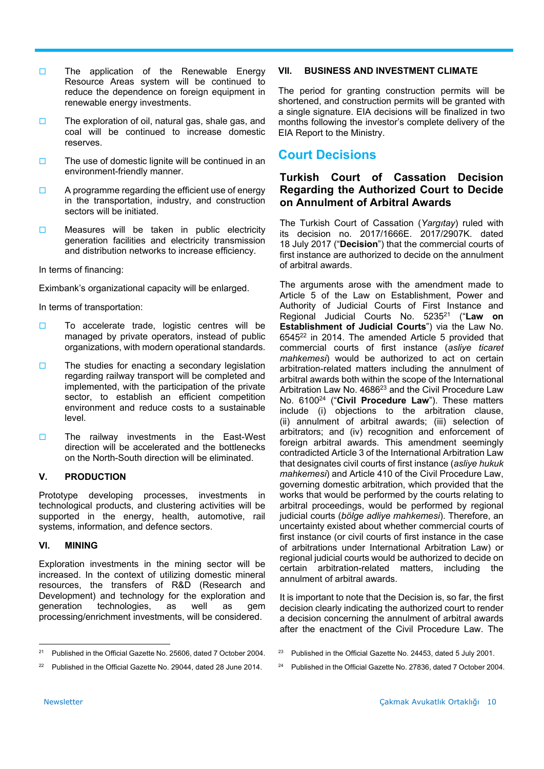- The application of the Renewable Energy Resource Areas system will be continued to reduce the dependence on foreign equipment in renewable energy investments.
- The exploration of oil, natural gas, shale gas, and coal will be continued to increase domestic reserves.
- The use of domestic lignite will be continued in an environment-friendly manner.
- A programme regarding the efficient use of energy in the transportation, industry, and construction sectors will be initiated.
- Measures will be taken in public electricity generation facilities and electricity transmission and distribution networks to increase efficiency.

In terms of financing:

Eximbank's organizational capacity will be enlarged.

In terms of transportation:

- To accelerate trade, logistic centres will be managed by private operators, instead of public organizations, with modern operational standards.
- The studies for enacting a secondary legislation regarding railway transport will be completed and implemented, with the participation of the private sector, to establish an efficient competition environment and reduce costs to a sustainable level.
- The railway investments in the East-West direction will be accelerated and the bottlenecks on the North-South direction will be eliminated.

### V. PRODUCTION

Prototype developing processes, investments in technological products, and clustering activities will be supported in the energy, health, automotive, rail systems, information, and defence sectors.

### VI. MINING

Exploration investments in the mining sector will be increased. In the context of utilizing domestic mineral resources, the transfers of R&D (Research and Development) and technology for the exploration and generation technologies, as well as gem processing/enrichment investments, will be considered.

### VII. BUSINESS AND INVESTMENT CLIMATE

The period for granting construction permits will be shortened, and construction permits will be granted with a single signature. EIA decisions will be finalized in two months following the investor's complete delivery of the EIA Report to the Ministry.

# Court Decisions

## Turkish Court of Cassation Decision Regarding the Authorized Court to Decide on Annulment of Arbitral Awards

The Turkish Court of Cassation (*Yargıtay*) ruled with its decision no. 2017/1666E. 2017/2907K. dated 18 July 2017 ("**Decision**") that the commercial courts of first instance are authorized to decide on the annulment of arbitral awards.

The arguments arose with the amendment made to Article 5 of the Law on Establishment, Power and Authority of Judicial Courts of First Instance and Regional Judicial Courts No. 5235[21] ("**Law on Establishment of Judicial Courts**") via the Law No. 6545[22] in 2014. The amended Article 5 provided that commercial courts of first instance (*asliye ticaret mahkemesi*) would be authorized to act on certain arbitration-related matters including the annulment of arbitral awards both within the scope of the International Arbitration Law No. 4686[23] and the Civil Procedure Law No. 6100[24] ("**Civil Procedure Law**"). These matters include (i) objections to the arbitration clause, (ii) annulment of arbitral awards; (iii) selection of arbitrators; and (iv) recognition and enforcement of foreign arbitral awards. This amendment seemingly contradicted Article 3 of the International Arbitration Law that designates civil courts of first instance (*asliye hukuk mahkemesi*) and Article 410 of the Civil Procedure Law, governing domestic arbitration, which provided that the works that would be performed by the courts relating to arbitral proceedings, would be performed by regional judicial courts (*bölge adliye mahkemesi*). Therefore, an uncertainty existed about whether commercial courts of first instance (or civil courts of first instance in the case of arbitrations under International Arbitration Law) or regional judicial courts would be authorized to decide on certain arbitration-related matters, including the annulment of arbitral awards.

It is important to note that the Decision is, so far, the first decision clearly indicating the authorized court to render a decision concerning the annulment of arbitral awards after the enactment of the Civil Procedure Law. The

---

[21] Published in the Official Gazette No. 25606, dated 7 October 2004.

[22] Published in the Official Gazette No. 29044, dated 28 June 2014.

[23] Published in the Official Gazette No. 24453, dated 5 July 2001.

[24] Published in the Official Gazette No. 27836, dated 7 October 2004.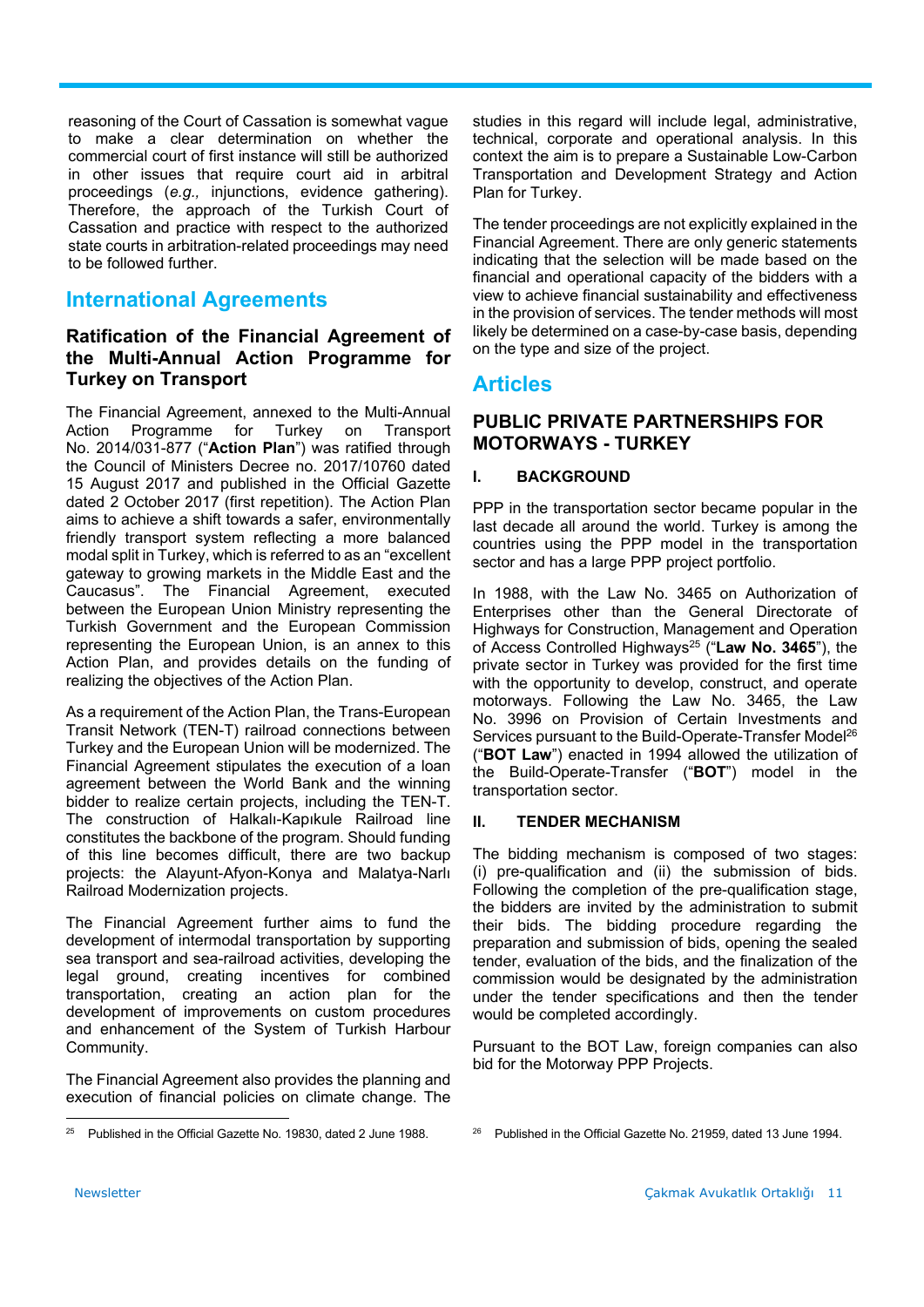reasoning of the Court of Cassation is somewhat vague to make a clear determination on whether the commercial court of first instance will still be authorized in other issues that require court aid in arbitral proceedings (*e.g.,* injunctions, evidence gathering). Therefore, the approach of the Turkish Court of Cassation and practice with respect to the authorized state courts in arbitration-related proceedings may need to be followed further.

## International Agreements

### Ratification of the Financial Agreement of the Multi-Annual Action Programme for Turkey on Transport

The Financial Agreement, annexed to the Multi-Annual Action Programme for Turkey on Transport No. 2014/031-877 ("**Action Plan**") was ratified through the Council of Ministers Decree no. 2017/10760 dated 15 August 2017 and published in the Official Gazette dated 2 October 2017 (first repetition). The Action Plan aims to achieve a shift towards a safer, environmentally friendly transport system reflecting a more balanced modal split in Turkey, which is referred to as an "excellent gateway to growing markets in the Middle East and the Caucasus". The Financial Agreement, executed between the European Union Ministry representing the Turkish Government and the European Commission representing the European Union, is an annex to this Action Plan, and provides details on the funding of realizing the objectives of the Action Plan.

As a requirement of the Action Plan, the Trans-European Transit Network (TEN-T) railroad connections between Turkey and the European Union will be modernized. The Financial Agreement stipulates the execution of a loan agreement between the World Bank and the winning bidder to realize certain projects, including the TEN-T. The construction of Halkalı-Kapıkule Railroad line constitutes the backbone of the program. Should funding of this line becomes difficult, there are two backup projects: the Alayunt-Afyon-Konya and Malatya-Narlı Railroad Modernization projects.

The Financial Agreement further aims to fund the development of intermodal transportation by supporting sea transport and sea-railroad activities, developing the legal ground, creating incentives for combined transportation, creating an action plan for the development of improvements on custom procedures and enhancement of the System of Turkish Harbour Community.

The Financial Agreement also provides the planning and execution of financial policies on climate change. The studies in this regard will include legal, administrative, technical, corporate and operational analysis. In this context the aim is to prepare a Sustainable Low-Carbon Transportation and Development Strategy and Action Plan for Turkey.

The tender proceedings are not explicitly explained in the Financial Agreement. There are only generic statements indicating that the selection will be made based on the financial and operational capacity of the bidders with a view to achieve financial sustainability and effectiveness in the provision of services. The tender methods will most likely be determined on a case-by-case basis, depending on the type and size of the project.

## Articles

### PUBLIC PRIVATE PARTNERSHIPS FOR MOTORWAYS - TURKEY

#### I. BACKGROUND

PPP in the transportation sector became popular in the last decade all around the world. Turkey is among the countries using the PPP model in the transportation sector and has a large PPP project portfolio.

In 1988, with the Law No. 3465 on Authorization of Enterprises other than the General Directorate of Highways for Construction, Management and Operation of Access Controlled Highways[25] ("**Law No. 3465**"), the private sector in Turkey was provided for the first time with the opportunity to develop, construct, and operate motorways. Following the Law No. 3465, the Law No. 3996 on Provision of Certain Investments and Services pursuant to the Build-Operate-Transfer Model[26] ("**BOT Law**") enacted in 1994 allowed the utilization of the Build-Operate-Transfer ("**BOT**") model in the transportation sector.

#### II. TENDER MECHANISM

The bidding mechanism is composed of two stages: (i) pre-qualification and (ii) the submission of bids. Following the completion of the pre-qualification stage, the bidders are invited by the administration to submit their bids. The bidding procedure regarding the preparation and submission of bids, opening the sealed tender, evaluation of the bids, and the finalization of the commission would be designated by the administration under the tender specifications and then the tender would be completed accordingly.

Pursuant to the BOT Law, foreign companies can also bid for the Motorway PPP Projects.

---

[25] Published in the Official Gazette No. 19830, dated 2 June 1988.

[26] Published in the Official Gazette No. 21959, dated 13 June 1994.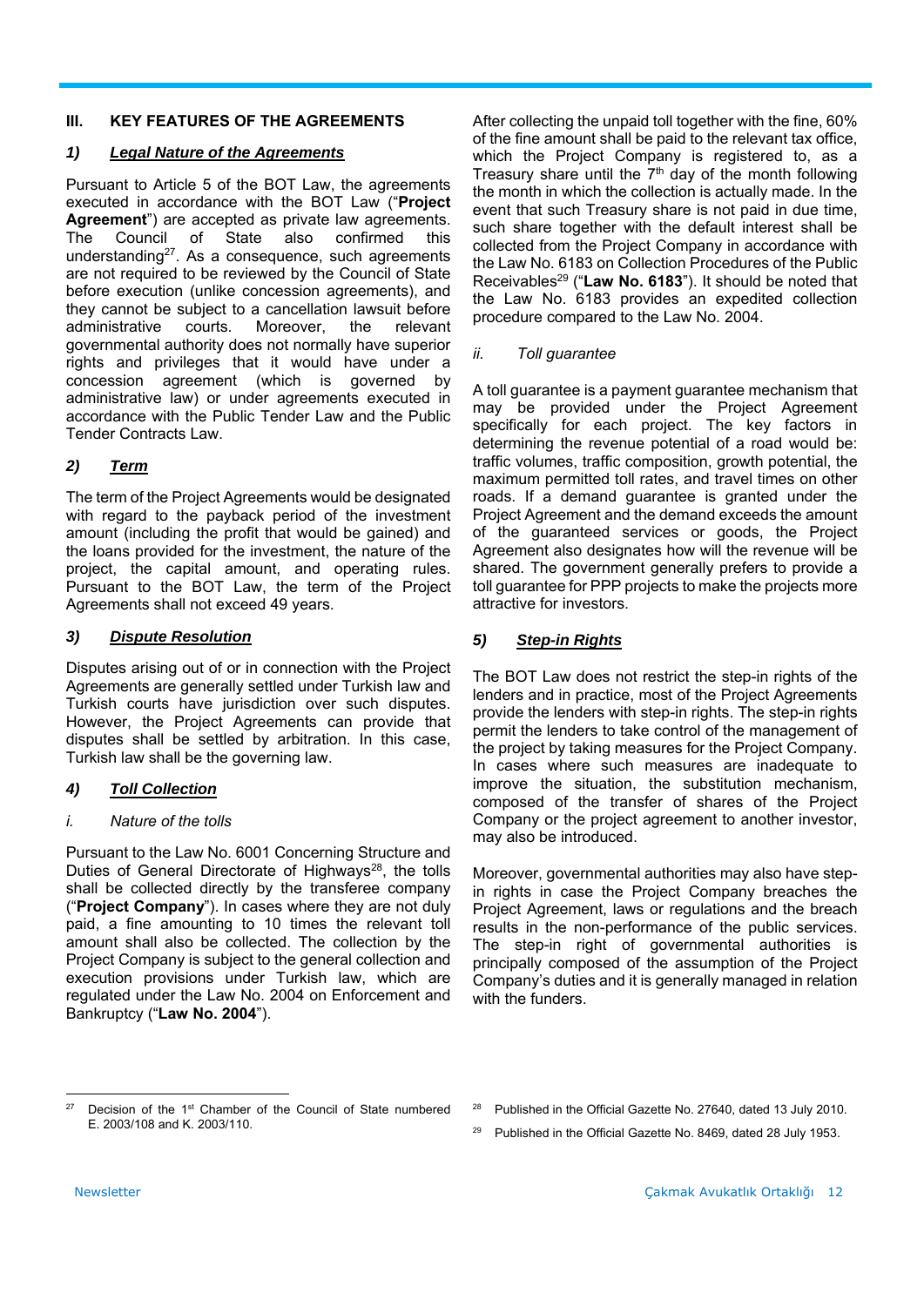## III. KEY FEATURES OF THE AGREEMENTS

### 1) *Legal Nature of the Agreements*

Pursuant to Article 5 of the BOT Law, the agreements executed in accordance with the BOT Law ("**Project Agreement**") are accepted as private law agreements. The Council of State also confirmed this understanding[27]. As a consequence, such agreements are not required to be reviewed by the Council of State before execution (unlike concession agreements), and they cannot be subject to a cancellation lawsuit before administrative courts. Moreover, the relevant governmental authority does not normally have superior rights and privileges that it would have under a concession agreement (which is governed by administrative law) or under agreements executed in accordance with the Public Tender Law and the Public Tender Contracts Law.

### 2) *Term*

The term of the Project Agreements would be designated with regard to the payback period of the investment amount (including the profit that would be gained) and the loans provided for the investment, the nature of the project, the capital amount, and operating rules. Pursuant to the BOT Law, the term of the Project Agreements shall not exceed 49 years.

### 3) *Dispute Resolution*

Disputes arising out of or in connection with the Project Agreements are generally settled under Turkish law and Turkish courts have jurisdiction over such disputes. However, the Project Agreements can provide that disputes shall be settled by arbitration. In this case, Turkish law shall be the governing law.

### 4) *Toll Collection*

#### *i. Nature of the tolls*

Pursuant to the Law No. 6001 Concerning Structure and Duties of General Directorate of Highways[28], the tolls shall be collected directly by the transferee company ("**Project Company**"). In cases where they are not duly paid, a fine amounting to 10 times the relevant toll amount shall also be collected. The collection by the Project Company is subject to the general collection and execution provisions under Turkish law, which are regulated under the Law No. 2004 on Enforcement and Bankruptcy ("**Law No. 2004**").

After collecting the unpaid toll together with the fine, 60% of the fine amount shall be paid to the relevant tax office, which the Project Company is registered to, as a Treasury share until the 7th day of the month following the month in which the collection is actually made. In the event that such Treasury share is not paid in due time, such share together with the default interest shall be collected from the Project Company in accordance with the Law No. 6183 on Collection Procedures of the Public Receivables[29] ("**Law No. 6183**"). It should be noted that the Law No. 6183 provides an expedited collection procedure compared to the Law No. 2004.

#### *ii. Toll guarantee*

A toll guarantee is a payment guarantee mechanism that may be provided under the Project Agreement specifically for each project. The key factors in determining the revenue potential of a road would be: traffic volumes, traffic composition, growth potential, the maximum permitted toll rates, and travel times on other roads. If a demand guarantee is granted under the Project Agreement and the demand exceeds the amount of the guaranteed services or goods, the Project Agreement also designates how will the revenue will be shared. The government generally prefers to provide a toll guarantee for PPP projects to make the projects more attractive for investors.

### 5) *Step-in Rights*

The BOT Law does not restrict the step-in rights of the lenders and in practice, most of the Project Agreements provide the lenders with step-in rights. The step-in rights permit the lenders to take control of the management of the project by taking measures for the Project Company. In cases where such measures are inadequate to improve the situation, the substitution mechanism, composed of the transfer of shares of the Project Company or the project agreement to another investor, may also be introduced.

Moreover, governmental authorities may also have step-in rights in case the Project Company breaches the Project Agreement, laws or regulations and the breach results in the non-performance of the public services. The step-in right of governmental authorities is principally composed of the assumption of the Project Company's duties and it is generally managed in relation with the funders.

---

[27] Decision of the 1st Chamber of the Council of State numbered E. 2003/108 and K. 2003/110.

[28] Published in the Official Gazette No. 27640, dated 13 July 2010.

[29] Published in the Official Gazette No. 8469, dated 28 July 1953.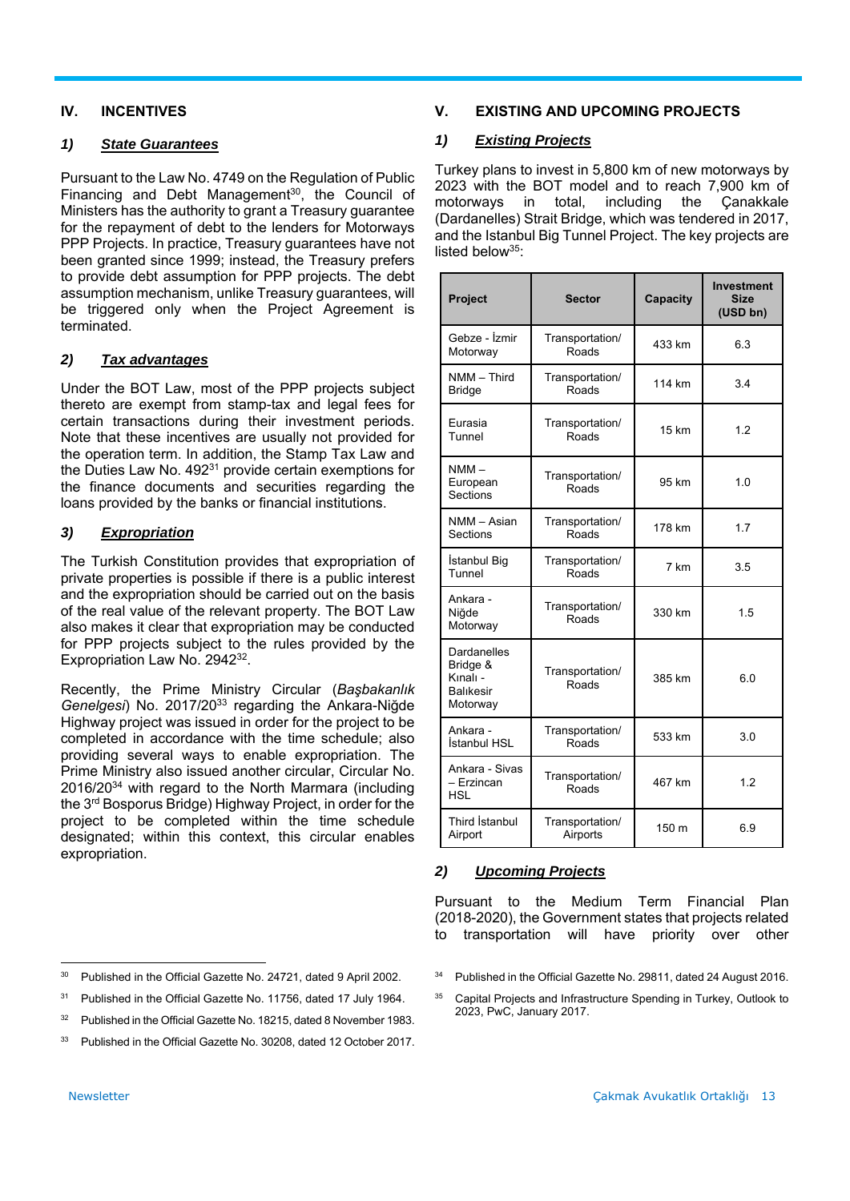## IV. INCENTIVES

### 1) *State Guarantees*

Pursuant to the Law No. 4749 on the Regulation of Public Financing and Debt Management[30], the Council of Ministers has the authority to grant a Treasury guarantee for the repayment of debt to the lenders for Motorways PPP Projects. In practice, Treasury guarantees have not been granted since 1999; instead, the Treasury prefers to provide debt assumption for PPP projects. The debt assumption mechanism, unlike Treasury guarantees, will be triggered only when the Project Agreement is terminated.

### 2) *Tax advantages*

Under the BOT Law, most of the PPP projects subject thereto are exempt from stamp-tax and legal fees for certain transactions during their investment periods. Note that these incentives are usually not provided for the operation term. In addition, the Stamp Tax Law and the Duties Law No. 492[31] provide certain exemptions for the finance documents and securities regarding the loans provided by the banks or financial institutions.

### 3) *Expropriation*

The Turkish Constitution provides that expropriation of private properties is possible if there is a public interest and the expropriation should be carried out on the basis of the real value of the relevant property. The BOT Law also makes it clear that expropriation may be conducted for PPP projects subject to the rules provided by the Expropriation Law No. 2942[32].

Recently, the Prime Ministry Circular (*Başbakanlık Genelgesi*) No. 2017/20[33] regarding the Ankara-Niğde Highway project was issued in order for the project to be completed in accordance with the time schedule; also providing several ways to enable expropriation. The Prime Ministry also issued another circular, Circular No. 2016/20[34] with regard to the North Marmara (including the 3rd Bosporus Bridge) Highway Project, in order for the project to be completed within the time schedule designated; within this context, this circular enables expropriation.

## V. EXISTING AND UPCOMING PROJECTS

### 1) *Existing Projects*

Turkey plans to invest in 5,800 km of new motorways by 2023 with the BOT model and to reach 7,900 km of motorways in total, including the Çanakkale (Dardanelles) Strait Bridge, which was tendered in 2017, and the Istanbul Big Tunnel Project. The key projects are listed below[35]:

| Project | Sector | Capacity | Investment Size (USD bn) |
|---|---|---|---|
| Gebze - İzmir Motorway | Transportation/ Roads | 433 km | 6.3 |
| NMM – Third Bridge | Transportation/ Roads | 114 km | 3.4 |
| Eurasia Tunnel | Transportation/ Roads | 15 km | 1.2 |
| NMM – European Sections | Transportation/ Roads | 95 km | 1.0 |
| NMM – Asian Sections | Transportation/ Roads | 178 km | 1.7 |
| İstanbul Big Tunnel | Transportation/ Roads | 7 km | 3.5 |
| Ankara - Niğde Motorway | Transportation/ Roads | 330 km | 1.5 |
| Dardanelles Bridge & Kınalı - Balıkesir Motorway | Transportation/ Roads | 385 km | 6.0 |
| Ankara - İstanbul HSL | Transportation/ Roads | 533 km | 3.0 |
| Ankara - Sivas – Erzincan HSL | Transportation/ Roads | 467 km | 1.2 |
| Third İstanbul Airport | Transportation/ Airports | 150 m | 6.9 |

### 2) *Upcoming Projects*

Pursuant to the Medium Term Financial Plan (2018-2020), the Government states that projects related to transportation will have priority over other

---

[30] Published in the Official Gazette No. 24721, dated 9 April 2002.

[31] Published in the Official Gazette No. 11756, dated 17 July 1964.

[32] Published in the Official Gazette No. 18215, dated 8 November 1983.

[33] Published in the Official Gazette No. 30208, dated 12 October 2017.

[34] Published in the Official Gazette No. 29811, dated 24 August 2016.

[35] Capital Projects and Infrastructure Spending in Turkey, Outlook to 2023, PwC, January 2017.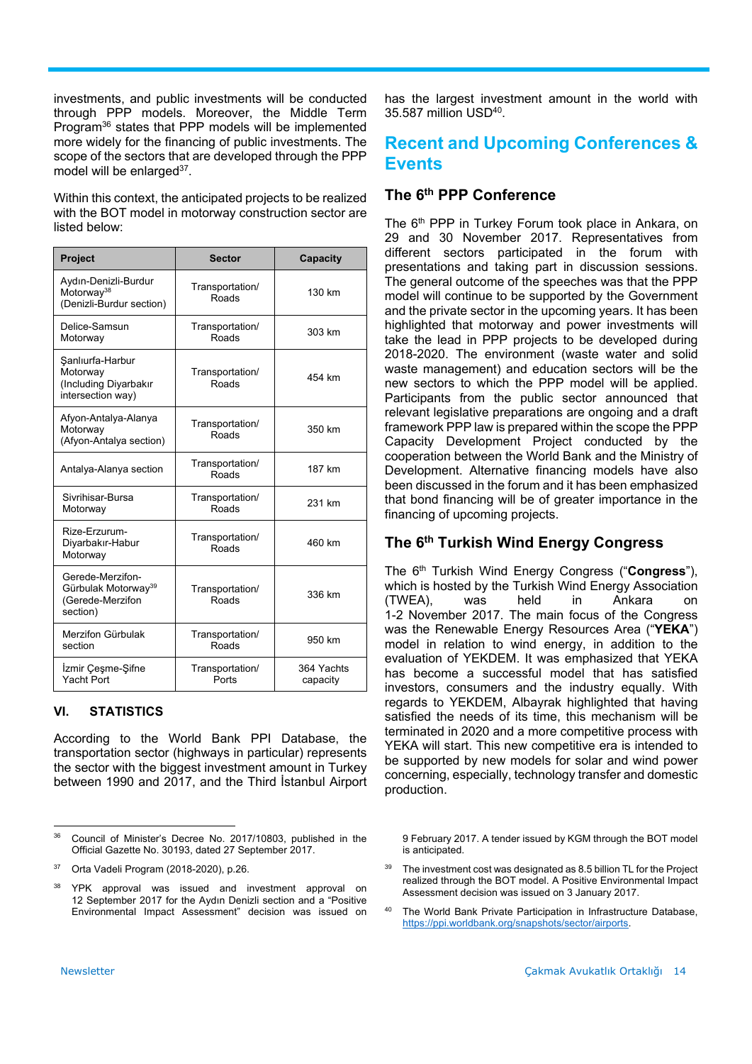investments, and public investments will be conducted through PPP models. Moreover, the Middle Term Program[36] states that PPP models will be implemented more widely for the financing of public investments. The scope of the sectors that are developed through the PPP model will be enlarged[37].

Within this context, the anticipated projects to be realized with the BOT model in motorway construction sector are listed below:

| Project | Sector | Capacity |
|---|---|---|
| Aydın-Denizli-Burdur Motorway[38] (Denizli-Burdur section) | Transportation/ Roads | 130 km |
| Delice-Samsun Motorway | Transportation/ Roads | 303 km |
| Şanlıurfa-Harbur Motorway (Including Diyarbakır intersection way) | Transportation/ Roads | 454 km |
| Afyon-Antalya-Alanya Motorway (Afyon-Antalya section) | Transportation/ Roads | 350 km |
| Antalya-Alanya section | Transportation/ Roads | 187 km |
| Sivrihisar-Bursa Motorway | Transportation/ Roads | 231 km |
| Rize-Erzurum-Diyarbakır-Habur Motorway | Transportation/ Roads | 460 km |
| Gerede-Merzifon-Gürbulak Motorway[39] (Gerede-Merzifon section) | Transportation/ Roads | 336 km |
| Merzifon Gürbulak section | Transportation/ Roads | 950 km |
| İzmir Çeşme-Şifne Yacht Port | Transportation/ Ports | 364 Yachts capacity |

## VI. STATISTICS

According to the World Bank PPI Database, the transportation sector (highways in particular) represents the sector with the biggest investment amount in Turkey between 1990 and 2017, and the Third İstanbul Airport has the largest investment amount in the world with 35.587 million USD[40].

# Recent and Upcoming Conferences & Events

## The 6th PPP Conference

The 6th PPP in Turkey Forum took place in Ankara, on 29 and 30 November 2017. Representatives from different sectors participated in the forum with presentations and taking part in discussion sessions. The general outcome of the speeches was that the PPP model will continue to be supported by the Government and the private sector in the upcoming years. It has been highlighted that motorway and power investments will take the lead in PPP projects to be developed during 2018-2020. The environment (waste water and solid waste management) and education sectors will be the new sectors to which the PPP model will be applied. Participants from the public sector announced that relevant legislative preparations are ongoing and a draft framework PPP law is prepared within the scope the PPP Capacity Development Project conducted by the cooperation between the World Bank and the Ministry of Development. Alternative financing models have also been discussed in the forum and it has been emphasized that bond financing will be of greater importance in the financing of upcoming projects.

## The 6th Turkish Wind Energy Congress

The 6th Turkish Wind Energy Congress ("**Congress**"), which is hosted by the Turkish Wind Energy Association (TWEA), was held in Ankara on 1-2 November 2017. The main focus of the Congress was the Renewable Energy Resources Area ("**YEKA**") model in relation to wind energy, in addition to the evaluation of YEKDEM. It was emphasized that YEKA has become a successful model that has satisfied investors, consumers and the industry equally. With regards to YEKDEM, Albayrak highlighted that having satisfied the needs of its time, this mechanism will be terminated in 2020 and a more competitive process with YEKA will start. This new competitive era is intended to be supported by new models for solar and wind power concerning, especially, technology transfer and domestic production.

---

[36] Council of Minister's Decree No. 2017/10803, published in the Official Gazette No. 30193, dated 27 September 2017.

[37] Orta Vadeli Program (2018-2020), p.26.

[38] YPK approval was issued and investment approval on 12 September 2017 for the Aydın Denizli section and a "Positive Environmental Impact Assessment" decision was issued on 9 February 2017. A tender issued by KGM through the BOT model is anticipated.

[39] The investment cost was designated as 8.5 billion TL for the Project realized through the BOT model. A Positive Environmental Impact Assessment decision was issued on 3 January 2017.

[40] The World Bank Private Participation in Infrastructure Database, https://ppi.worldbank.org/snapshots/sector/airports.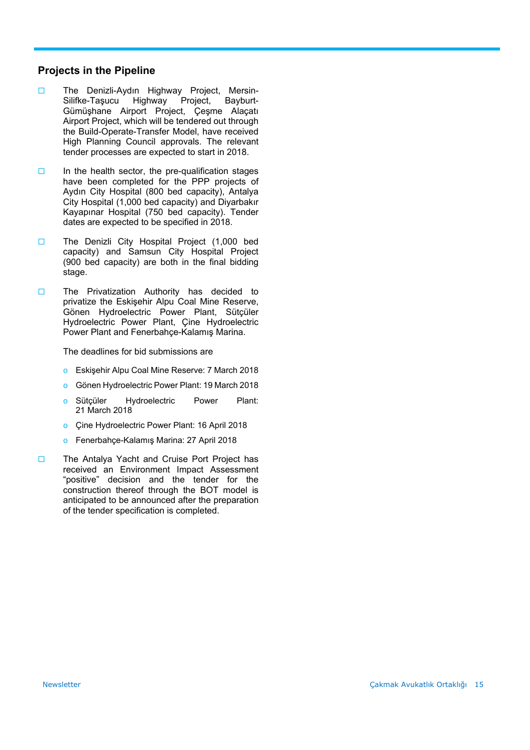## Projects in the Pipeline

- The Denizli-Aydın Highway Project, Mersin-Silifke-Taşucu Highway Project, Bayburt-Gümüşhane Airport Project, Çeşme Alaçatı Airport Project, which will be tendered out through the Build-Operate-Transfer Model, have received High Planning Council approvals. The relevant tender processes are expected to start in 2018.

- In the health sector, the pre-qualification stages have been completed for the PPP projects of Aydın City Hospital (800 bed capacity), Antalya City Hospital (1,000 bed capacity) and Diyarbakır Kayapınar Hospital (750 bed capacity). Tender dates are expected to be specified in 2018.

- The Denizli City Hospital Project (1,000 bed capacity) and Samsun City Hospital Project (900 bed capacity) are both in the final bidding stage.

- The Privatization Authority has decided to privatize the Eskişehir Alpu Coal Mine Reserve, Gönen Hydroelectric Power Plant, Sütçüler Hydroelectric Power Plant, Çine Hydroelectric Power Plant and Fenerbahçe-Kalamış Marina.

  The deadlines for bid submissions are

  - Eskişehir Alpu Coal Mine Reserve: 7 March 2018
  - Gönen Hydroelectric Power Plant: 19 March 2018
  - Sütçüler Hydroelectric Power Plant: 21 March 2018
  - Çine Hydroelectric Power Plant: 16 April 2018
  - Fenerbahçe-Kalamış Marina: 27 April 2018

- The Antalya Yacht and Cruise Port Project has received an Environment Impact Assessment "positive" decision and the tender for the construction thereof through the BOT model is anticipated to be announced after the preparation of the tender specification is completed.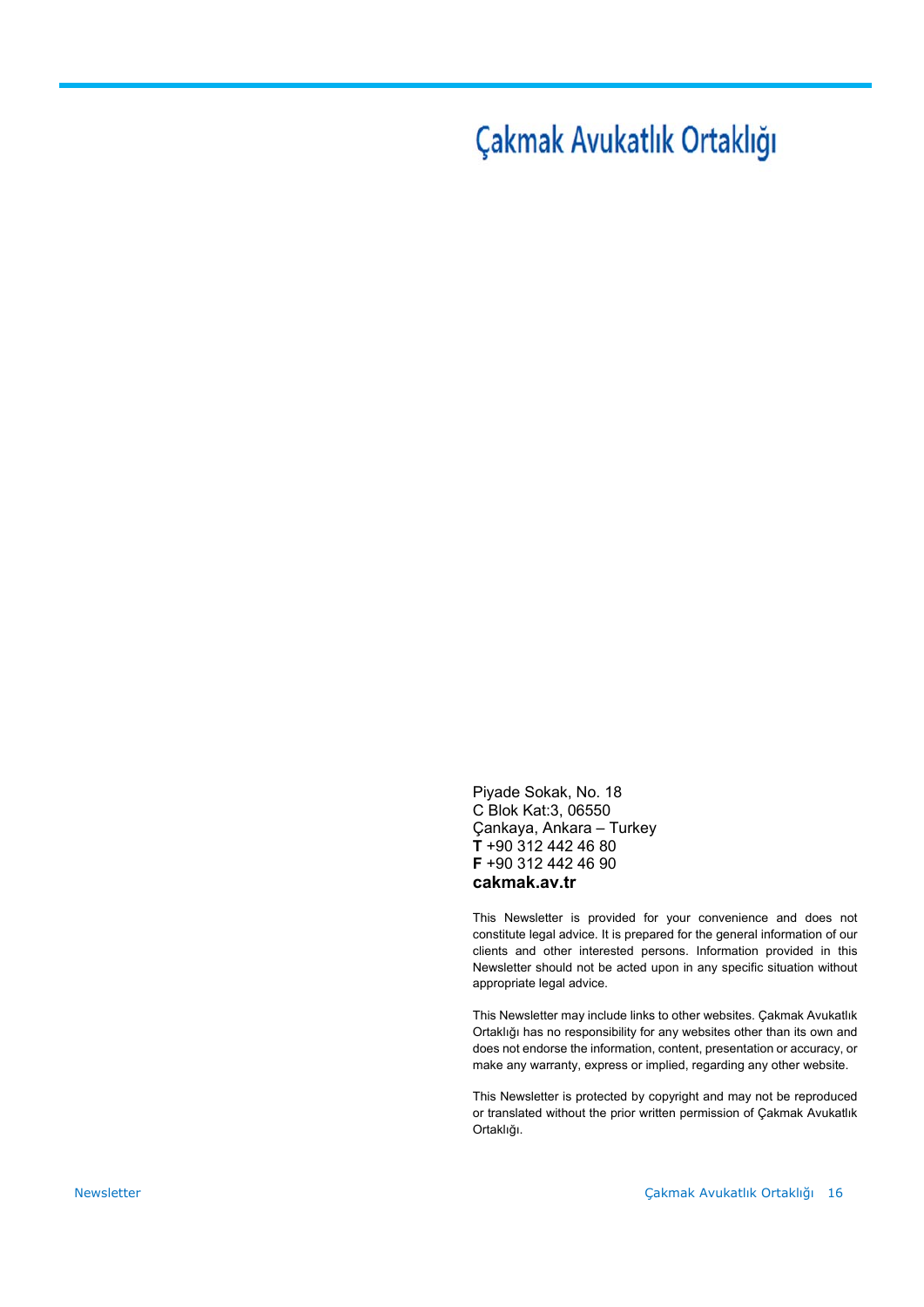# Çakmak Avukatlık Ortaklığı

Piyade Sokak, No. 18
C Blok Kat:3, 06550
Çankaya, Ankara – Turkey
**T** +90 312 442 46 80
**F** +90 312 442 46 90
**cakmak.av.tr**

This Newsletter is provided for your convenience and does not constitute legal advice. It is prepared for the general information of our clients and other interested persons. Information provided in this Newsletter should not be acted upon in any specific situation without appropriate legal advice.

This Newsletter may include links to other websites. Çakmak Avukatlık Ortaklığı has no responsibility for any websites other than its own and does not endorse the information, content, presentation or accuracy, or make any warranty, express or implied, regarding any other website.

This Newsletter is protected by copyright and may not be reproduced or translated without the prior written permission of Çakmak Avukatlık Ortaklığı.